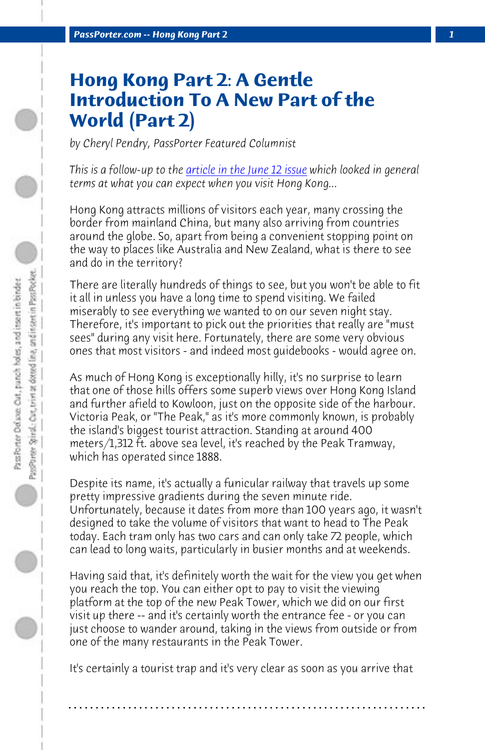# Hong Kong Part 2: A Gentle Introduction To A New Part of the World (Part 2)

*by Cheryl Pendry, PassPorter Featured Columnist*

*This is a follow-up to the article in the June 12 issue which looked in general terms at what you can expect when you visit Hong Kong...*

Hong Kong attracts millions of visitors each year, many crossing the border from mainland China, but many also arriving from countries around the globe. So, apart from being a convenient stopping point on the way to places like Australia and New Zealand, what is there to see and do in the territory?

There are literally hundreds of things to see, but you won't be able to fit it all in unless you have a long time to spend visiting. We failed miserably to see everything we wanted to on our seven night stay. Therefore, it's important to pick out the priorities that really are "must sees" during any visit here. Fortunately, there are some very obvious ones that most visitors - and indeed most guidebooks - would agree on.

As much of Hong Kong is exceptionally hilly, it's no surprise to learn that one of those hills offers some superb views over Hong Kong Island and further afield to Kowloon, just on the opposite side of the harbour. Victoria Peak, or "The Peak," as it's more commonly known, is probably the island's biggest tourist attraction. Standing at around 400 meters/1,312 ft. above sea level, it's reached by the Peak Tramway, which has operated since 1888.

Despite its name, it's actually a funicular railway that travels up some pretty impressive gradients during the seven minute ride. Unfortunately, because it dates from more than 100 years ago, it wasn't designed to take the volume of visitors that want to head to The Peak today. Each tram only has two cars and can only take 72 people, which can lead to long waits, particularly in busier months and at weekends.

Having said that, it's definitely worth the wait for the view you get when you reach the top. You can either opt to pay to visit the viewing platform at the top of the new Peak Tower, which we did on our first visit up there -- and it's certainly worth the entrance fee - or you can just choose to wander around, taking in the views from outside or from one of the many restaurants in the Peak Tower.

It's certainly a tourist trap and it's very clear as soon as you arrive that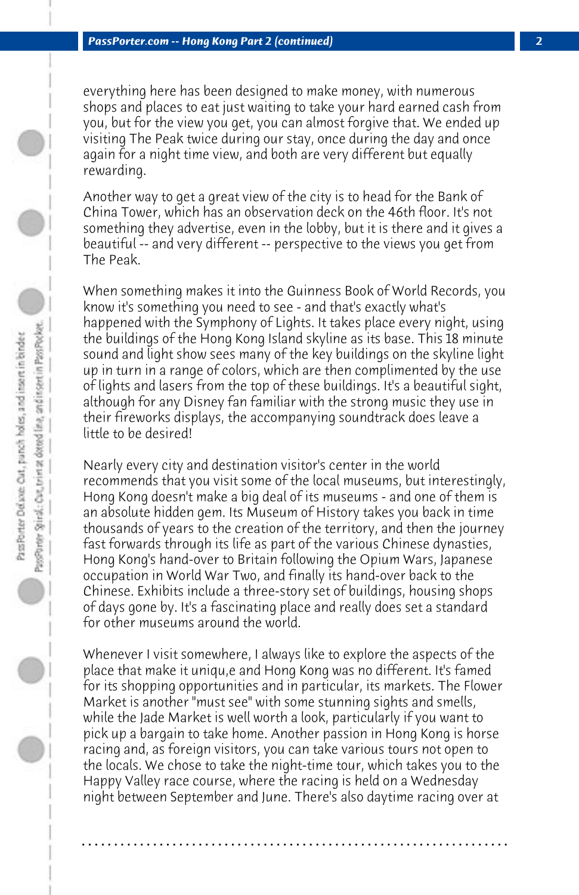everything here has been designed to make money, with numerous shops and places to eat just waiting to take your hard earned cash from you, but for the view you get, you can almost forgive that. We ended up visiting The Peak twice during our stay, once during the day and once again for a night time view, and both are very different but equally rewarding.

Another way to get a great view of the city is to head for the Bank of China Tower, which has an observation deck on the 46th floor. It's not something they advertise, even in the lobby, but it is there and it gives a beautiful -- and very different -- perspective to the views you get from The Peak.

When something makes it into the Guinness Book of World Records, you know it's something you need to see - and that's exactly what's happened with the Symphony of Lights. It takes place every night, using the buildings of the Hong Kong Island skyline as its base. This 18 minute sound and light show sees many of the key buildings on the skyline light up in turn in a range of colors, which are then complimented by the use of lights and lasers from the top of these buildings. It's a beautiful sight, although for any Disney fan familiar with the strong music they use in their fireworks displays, the accompanying soundtrack does leave a little to be desired!

Nearly every city and destination visitor's center in the world recommends that you visit some of the local museums, but interestingly, Hong Kong doesn't make a big deal of its museums - and one of them is an absolute hidden gem. Its Museum of History takes you back in time thousands of years to the creation of the territory, and then the journey fast forwards through its life as part of the various Chinese dynasties, Hong Kong's hand-over to Britain following the Opium Wars, Japanese occupation in World War Two, and finally its hand-over back to the Chinese. Exhibits include a three-story set of buildings, housing shops of days gone by. It's a fascinating place and really does set a standard for other museums around the world.

Whenever I visit somewhere, I always like to explore the aspects of the place that make it uniqu,e and Hong Kong was no different. It's famed for its shopping opportunities and in particular, its markets. The Flower Market is another "must see" with some stunning sights and smells, while the Jade Market is well worth a look, particularly if you want to pick up a bargain to take home. Another passion in Hong Kong is horse racing and, as foreign visitors, you can take various tours not open to the locals. We chose to take the night-time tour, which takes you to the Happy Valley race course, where the racing is held on a Wednesday night between September and June. There's also daytime racing over at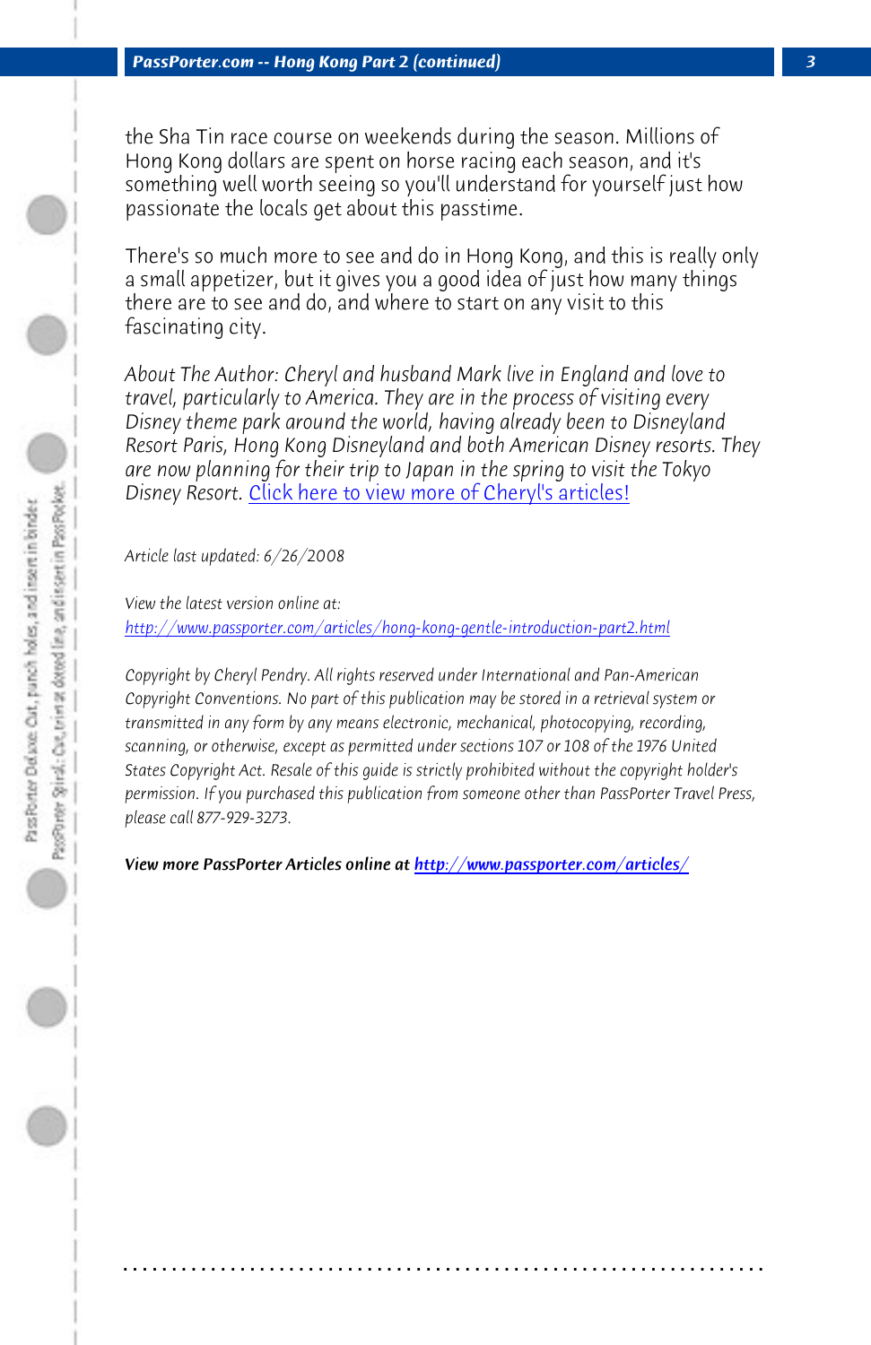the Sha Tin race course on weekends during the season. Millions of Hong Kong dollars are spent on horse racing each season, and it's something well worth seeing so you'll understand for yourself just how passionate the locals get about this passtime.

There's so much more to see and do in Hong Kong, and this is really only a small appetizer, but it gives you a good idea of just how many things there are to see and do, and where to start on any visit to this fascinating city.

*About The Author: Cheryl and husband Mark live in England and love to travel, particularly to America. They are in the process of visiting every Disney theme park around the world, having already been to Disneyland Resort Paris, Hong Kong Disneyland and both American Disney resorts. They are now planning for their trip to Japan in the spring to visit the Tokyo Disney Resort.* Click here to view more of Cheryl's articles!

*Article last updated: 6/26/2008*

*View the latest version online at:*
*http://www.passporter.com/articles/hong-kong-gentle-introduction-part2.html*

*Copyright by Cheryl Pendry. All rights reserved under International and Pan-American Copyright Conventions. No part of this publication may be stored in a retrieval system or transmitted in any form by any means electronic, mechanical, photocopying, recording, scanning, or otherwise, except as permitted under sections 107 or 108 of the 1976 United States Copyright Act. Resale of this guide is strictly prohibited without the copyright holder's permission. If you purchased this publication from someone other than PassPorter Travel Press, please call 877-929-3273.*

***View more PassPorter Articles online at http://www.passporter.com/articles/***